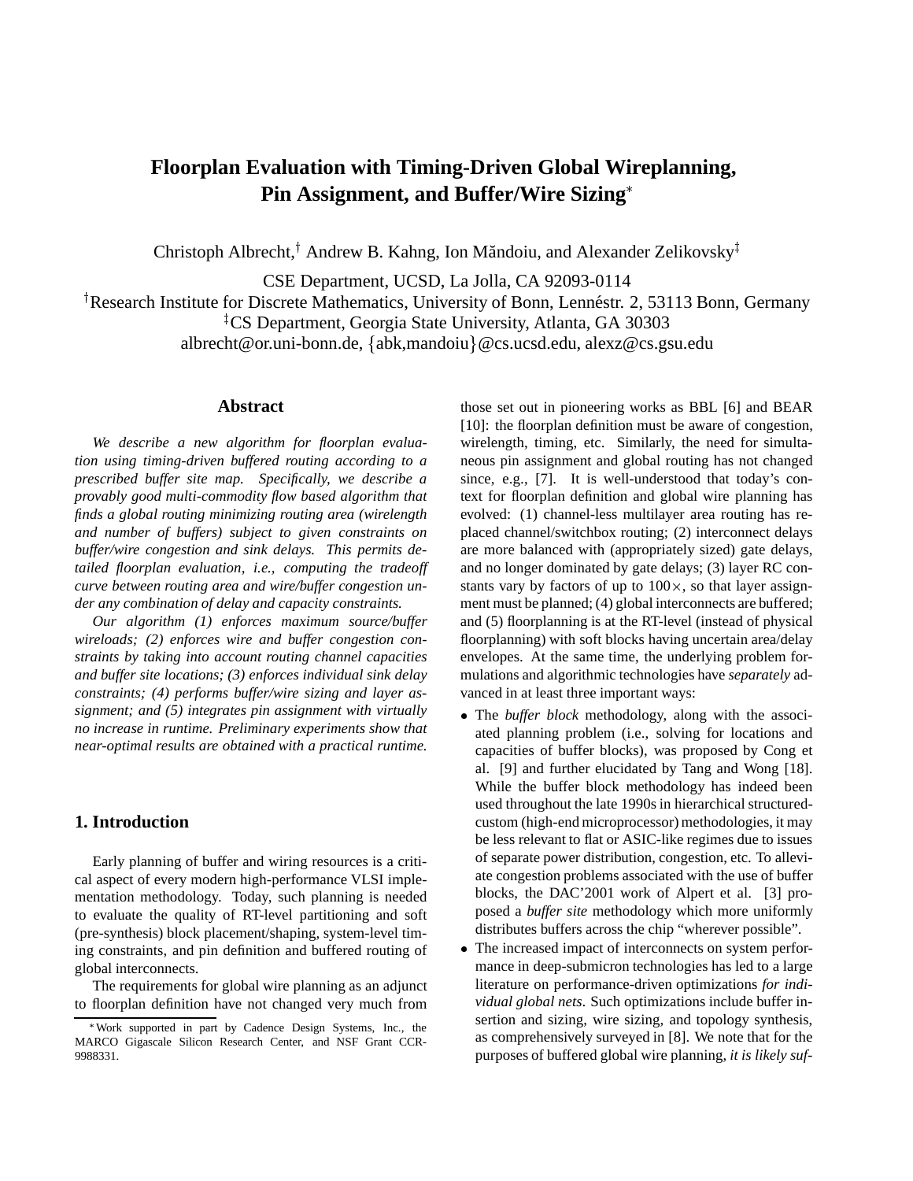# Floorplan Evaluation with Timing-Driven Global Wireplanning, Pin Assignment, and Buffer/Wire Sizing*

Christoph Albrecht,[†] Andrew B. Kahng, Ion Măndoiu, and Alexander Zelikovsky[‡]

CSE Department, UCSD, La Jolla, CA 92093-0114

[†]Research Institute for Discrete Mathematics, University of Bonn, Lennéstr. 2, 53113 Bonn, Germany

[‡]CS Department, Georgia State University, Atlanta, GA 30303

albrecht@or.uni-bonn.de, {abk,mandoiu}@cs.ucsd.edu, alexz@cs.gsu.edu

## Abstract

*We describe a new algorithm for floorplan evaluation using timing-driven buffered routing according to a prescribed buffer site map. Specifically, we describe a provably good multi-commodity flow based algorithm that finds a global routing minimizing routing area (wirelength and number of buffers) subject to given constraints on buffer/wire congestion and sink delays. This permits detailed floorplan evaluation, i.e., computing the tradeoff curve between routing area and wire/buffer congestion under any combination of delay and capacity constraints.*

*Our algorithm (1) enforces maximum source/buffer wireloads; (2) enforces wire and buffer congestion constraints by taking into account routing channel capacities and buffer site locations; (3) enforces individual sink delay constraints; (4) performs buffer/wire sizing and layer assignment; and (5) integrates pin assignment with virtually no increase in runtime. Preliminary experiments show that near-optimal results are obtained with a practical runtime.*

## 1. Introduction

Early planning of buffer and wiring resources is a critical aspect of every modern high-performance VLSI implementation methodology. Today, such planning is needed to evaluate the quality of RT-level partitioning and soft (pre-synthesis) block placement/shaping, system-level timing constraints, and pin definition and buffered routing of global interconnects.

The requirements for global wire planning as an adjunct to floorplan definition have not changed very much from those set out in pioneering works as BBL [6] and BEAR [10]: the floorplan definition must be aware of congestion, wirelength, timing, etc. Similarly, the need for simultaneous pin assignment and global routing has not changed since, e.g., [7]. It is well-understood that today's context for floorplan definition and global wire planning has evolved: (1) channel-less multilayer area routing has replaced channel/switchbox routing; (2) interconnect delays are more balanced with (appropriately sized) gate delays, and no longer dominated by gate delays; (3) layer RC constants vary by factors of up to $100\times$, so that layer assignment must be planned; (4) global interconnects are buffered; and (5) floorplanning is at the RT-level (instead of physical floorplanning) with soft blocks having uncertain area/delay envelopes. At the same time, the underlying problem formulations and algorithmic technologies have *separately* advanced in at least three important ways:

- The *buffer block* methodology, along with the associated planning problem (i.e., solving for locations and capacities of buffer blocks), was proposed by Cong et al. [9] and further elucidated by Tang and Wong [18]. While the buffer block methodology has indeed been used throughout the late 1990s in hierarchical structured-custom (high-end microprocessor) methodologies, it may be less relevant to flat or ASIC-like regimes due to issues of separate power distribution, congestion, etc. To alleviate congestion problems associated with the use of buffer blocks, the DAC'2001 work of Alpert et al. [3] proposed a *buffer site* methodology which more uniformly distributes buffers across the chip "wherever possible".
- The increased impact of interconnects on system performance in deep-submicron technologies has led to a large literature on performance-driven optimizations *for individual global nets*. Such optimizations include buffer insertion and sizing, wire sizing, and topology synthesis, as comprehensively surveyed in [8]. We note that for the purposes of buffered global wire planning, *it is likely suf-*

*Work supported in part by Cadence Design Systems, Inc., the MARCO Gigascale Silicon Research Center, and NSF Grant CCR-9988331.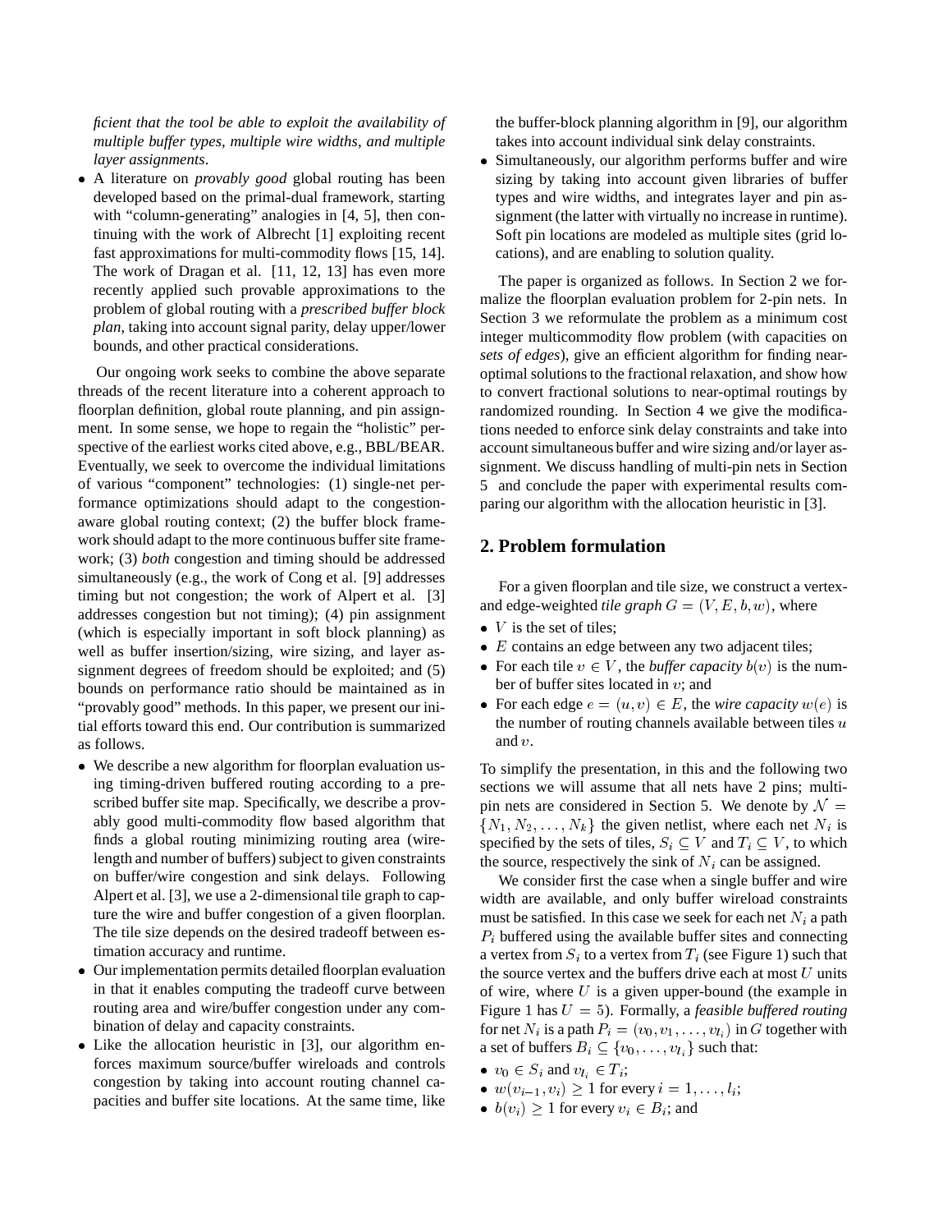*ficient that the tool be able to exploit the availability of multiple buffer types, multiple wire widths, and multiple layer assignments*.

- A literature on *provably good* global routing has been developed based on the primal-dual framework, starting with "column-generating" analogies in [4, 5], then continuing with the work of Albrecht [1] exploiting recent fast approximations for multi-commodity flows [15, 14]. The work of Dragan et al. [11, 12, 13] has even more recently applied such provable approximations to the problem of global routing with a *prescribed buffer block plan*, taking into account signal parity, delay upper/lower bounds, and other practical considerations.

Our ongoing work seeks to combine the above separate threads of the recent literature into a coherent approach to floorplan definition, global route planning, and pin assignment. In some sense, we hope to regain the "holistic" perspective of the earliest works cited above, e.g., BBL/BEAR. Eventually, we seek to overcome the individual limitations of various "component" technologies: (1) single-net performance optimizations should adapt to the congestion-aware global routing context; (2) the buffer block framework should adapt to the more continuous buffer site framework; (3) *both* congestion and timing should be addressed simultaneously (e.g., the work of Cong et al. [9] addresses timing but not congestion; the work of Alpert et al. [3] addresses congestion but not timing); (4) pin assignment (which is especially important in soft block planning) as well as buffer insertion/sizing, wire sizing, and layer assignment degrees of freedom should be exploited; and (5) bounds on performance ratio should be maintained as in "provably good" methods. In this paper, we present our initial efforts toward this end. Our contribution is summarized as follows.

- We describe a new algorithm for floorplan evaluation using timing-driven buffered routing according to a prescribed buffer site map. Specifically, we describe a provably good multi-commodity flow based algorithm that finds a global routing minimizing routing area (wirelength and number of buffers) subject to given constraints on buffer/wire congestion and sink delays. Following Alpert et al. [3], we use a 2-dimensional tile graph to capture the wire and buffer congestion of a given floorplan. The tile size depends on the desired tradeoff between estimation accuracy and runtime.
- Our implementation permits detailed floorplan evaluation in that it enables computing the tradeoff curve between routing area and wire/buffer congestion under any combination of delay and capacity constraints.
- Like the allocation heuristic in [3], our algorithm enforces maximum source/buffer wireloads and controls congestion by taking into account routing channel capacities and buffer site locations. At the same time, like the buffer-block planning algorithm in [9], our algorithm takes into account individual sink delay constraints.
- Simultaneously, our algorithm performs buffer and wire sizing by taking into account given libraries of buffer types and wire widths, and integrates layer and pin assignment (the latter with virtually no increase in runtime). Soft pin locations are modeled as multiple sites (grid locations), and are enabling to solution quality.

The paper is organized as follows. In Section 2 we formalize the floorplan evaluation problem for 2-pin nets. In Section 3 we reformulate the problem as a minimum cost integer multicommodity flow problem (with capacities on *sets of edges*), give an efficient algorithm for finding near-optimal solutions to the fractional relaxation, and show how to convert fractional solutions to near-optimal routings by randomized rounding. In Section 4 we give the modifications needed to enforce sink delay constraints and take into account simultaneous buffer and wire sizing and/or layer assignment. We discuss handling of multi-pin nets in Section 5 and conclude the paper with experimental results comparing our algorithm with the allocation heuristic in [3].

## 2. Problem formulation

For a given floorplan and tile size, we construct a vertex- and edge-weighted *tile graph* $G = (V, E, b, w)$, where

- $V$ is the set of tiles;
- $E$ contains an edge between any two adjacent tiles;
- For each tile $v \in V$, the *buffer capacity* $b(v)$ is the number of buffer sites located in $v$; and
- For each edge $e = (u, v) \in E$, the *wire capacity* $w(e)$ is the number of routing channels available between tiles $u$ and $v$.

To simplify the presentation, in this and the following two sections we will assume that all nets have 2 pins; multi-pin nets are considered in Section 5. We denote by $\mathcal{N} = \{N_1, N_2, \ldots, N_k\}$ the given netlist, where each net $N_i$ is specified by the sets of tiles, $S_i \subseteq V$ and $T_i \subseteq V$, to which the source, respectively the sink of $N_i$ can be assigned.

We consider first the case when a single buffer and wire width are available, and only buffer wireload constraints must be satisfied. In this case we seek for each net $N_i$ a path $P_i$ buffered using the available buffer sites and connecting a vertex from $S_i$ to a vertex from $T_i$ (see Figure 1) such that the source vertex and the buffers drive each at most $U$ units of wire, where $U$ is a given upper-bound (the example in Figure 1 has $U = 5$). Formally, a *feasible buffered routing* for net $N_i$ is a path $P_i = (v_0, v_1, \ldots, v_{l_i})$ in $G$ together with a set of buffers $B_i \subseteq \{v_0, \ldots, v_{l_i}\}$ such that:

- $v_0 \in S_i$ and $v_{l_i} \in T_i$;
- $w(v_{i-1}, v_i) \geq 1$ for every $i = 1, \ldots, l_i$;
- $b(v_i) \geq 1$ for every $v_i \in B_i$; and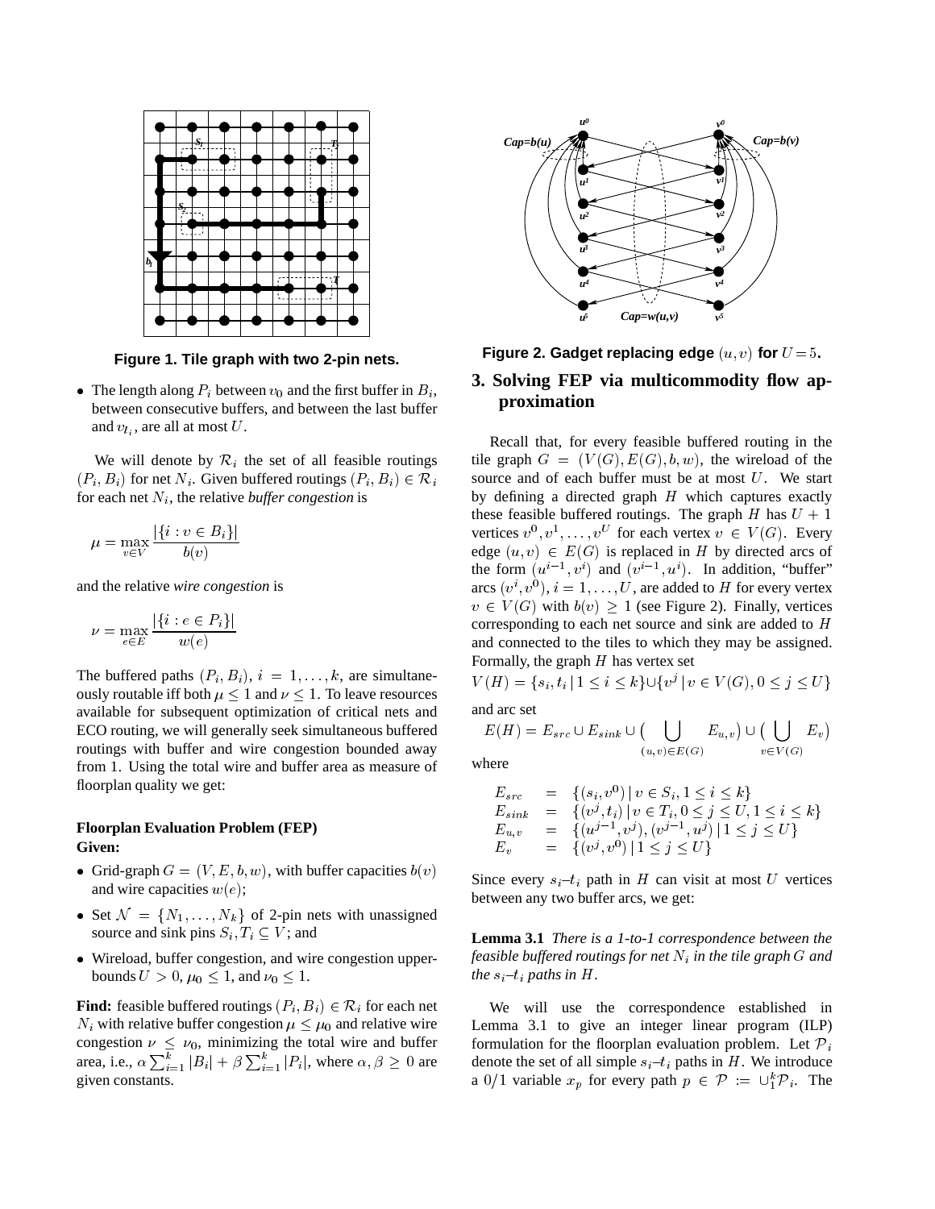Figure 1. Tile graph with two 2-pin nets.

- The length along $P_i$ between $v_0$ and the first buffer in $B_i$, between consecutive buffers, and between the last buffer and $v_{l_i}$, are all at most $U$.

We will denote by $\mathcal{R}_i$ the set of all feasible routings $(P_i, B_i)$ for net $N_i$. Given buffered routings $(P_i, B_i) \in \mathcal{R}_i$ for each net $N_i$, the relative *buffer congestion* is

$$\mu = \max_{v \in V} \frac{|\{i : v \in B_i\}|}{b(v)}$$

and the relative *wire congestion* is

$$\nu = \max_{e \in E} \frac{|\{i : e \in P_i\}|}{w(e)}$$

The buffered paths $(P_i, B_i)$, $i = 1, \ldots, k$, are simultaneously routable iff both $\mu \leq 1$ and $\nu \leq 1$. To leave resources available for subsequent optimization of critical nets and ECO routing, we will generally seek simultaneous buffered routings with buffer and wire congestion bounded away from 1. Using the total wire and buffer area as measure of floorplan quality we get:

**Floorplan Evaluation Problem (FEP)**
**Given:**

- Grid-graph $G = (V, E, b, w)$, with buffer capacities $b(v)$ and wire capacities $w(e)$;
- Set $\mathcal{N} = \{N_1, \ldots, N_k\}$ of 2-pin nets with unassigned source and sink pins $S_i, T_i \subseteq V$; and
- Wireload, buffer congestion, and wire congestion upper-bounds $U > 0$, $\mu_0 \leq 1$, and $\nu_0 \leq 1$.

**Find:** feasible buffered routings $(P_i, B_i) \in \mathcal{R}_i$ for each net $N_i$ with relative buffer congestion $\mu \leq \mu_0$ and relative wire congestion $\nu \leq \nu_0$, minimizing the total wire and buffer area, i.e., $\alpha \sum_{i=1}^{k} |B_i| + \beta \sum_{i=1}^{k} |P_i|$, where $\alpha, \beta \geq 0$ are given constants.

Figure 2. Gadget replacing edge $(u, v)$ for $U = 5$.

## 3. Solving FEP via multicommodity flow approximation

Recall that, for every feasible buffered routing in the tile graph $G = (V(G), E(G), b, w)$, the wireload of the source and of each buffer must be at most $U$. We start by defining a directed graph $H$ which captures exactly these feasible buffered routings. The graph $H$ has $U + 1$ vertices $v^0, v^1, \ldots, v^U$ for each vertex $v \in V(G)$. Every edge $(u, v) \in E(G)$ is replaced in $H$ by directed arcs of the form $(u^{i-1}, v^i)$ and $(v^{i-1}, u^i)$. In addition, "buffer" arcs $(v^i, v^0)$, $i = 1, \ldots, U$, are added to $H$ for every vertex $v \in V(G)$ with $b(v) \geq 1$ (see Figure 2). Finally, vertices corresponding to each net source and sink are added to $H$ and connected to the tiles to which they may be assigned. Formally, the graph $H$ has vertex set

$$V(H) = \{s_i, t_i \,|\, 1 \leq i \leq k\} \cup \{v^j \,|\, v \in V(G), 0 \leq j \leq U\}$$

and arc set

$$E(H) = E_{src} \cup E_{sink} \cup \Big( \bigcup_{(u,v) \in E(G)} E_{u,v} \Big) \cup \Big( \bigcup_{v \in V(G)} E_v \Big)$$

where

$$\begin{aligned}
E_{src} &= \{(s_i, v^0) \,|\, v \in S_i, 1 \leq i \leq k\} \\
E_{sink} &= \{(v^j, t_i) \,|\, v \in T_i, 0 \leq j \leq U, 1 \leq i \leq k\} \\
E_{u,v} &= \{(u^{j-1}, v^j), (v^{j-1}, u^j) \,|\, 1 \leq j \leq U\} \\
E_v &= \{(v^j, v^0) \,|\, 1 \leq j \leq U\}
\end{aligned}$$

Since every $s_i$–$t_i$ path in $H$ can visit at most $U$ vertices between any two buffer arcs, we get:

**Lemma 3.1** *There is a 1-to-1 correspondence between the feasible buffered routings for net $N_i$ in the tile graph $G$ and the $s_i$–$t_i$ paths in $H$.*

We will use the correspondence established in Lemma 3.1 to give an integer linear program (ILP) formulation for the floorplan evaluation problem. Let $\mathcal{P}_i$ denote the set of all simple $s_i$–$t_i$ paths in $H$. We introduce a $0/1$ variable $x_p$ for every path $p \in \mathcal{P} := \cup_1^k \mathcal{P}_i$. The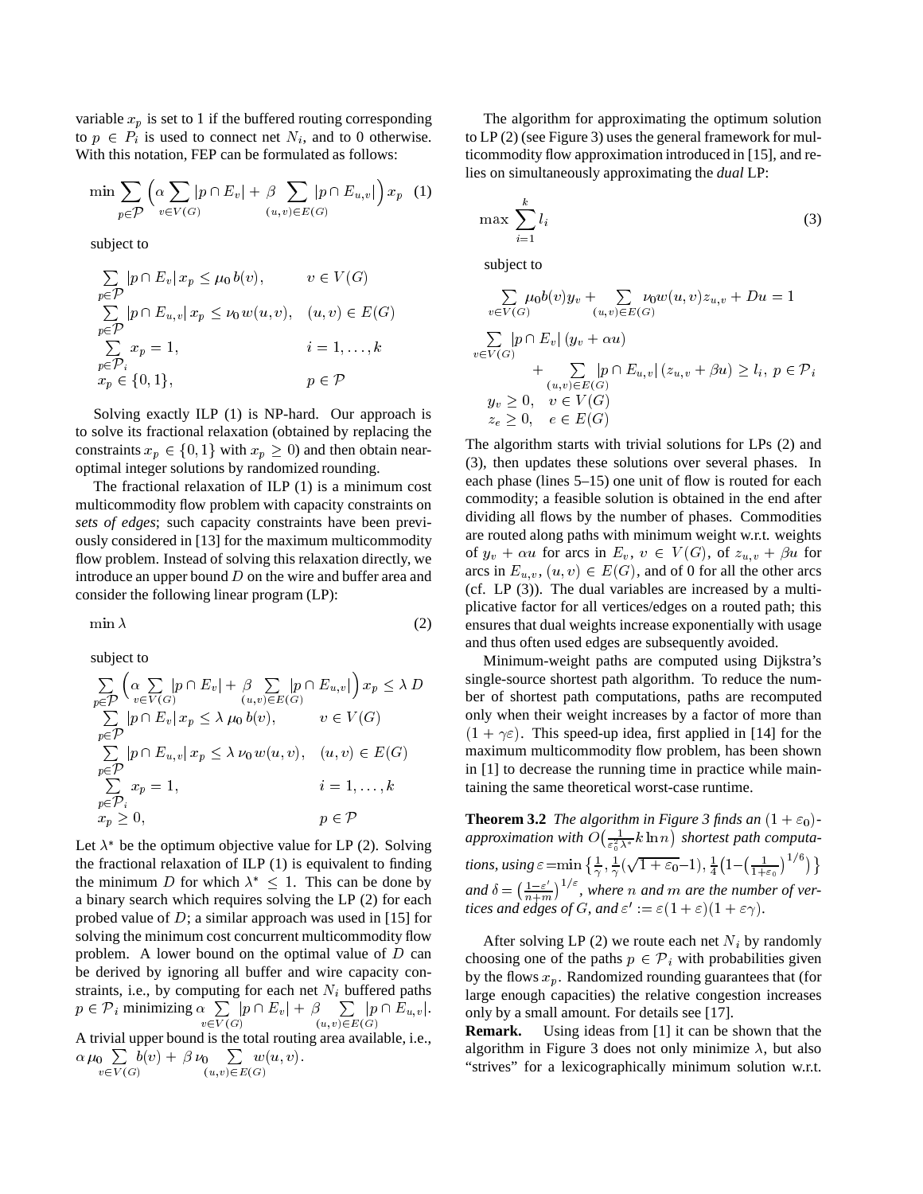variable $x_p$ is set to 1 if the buffered routing corresponding to $p \in P_i$ is used to connect net $N_i$, and to 0 otherwise. With this notation, FEP can be formulated as follows:

$$\min \sum_{p\in\mathcal{P}} \Big(\alpha \sum_{v\in V(G)} |p\cap E_v| + \beta \sum_{(u,v)\in E(G)} |p\cap E_{u,v}|\Big)\, x_p \quad (1)$$

subject to

$$\begin{array}{ll}
\sum_{p\in\mathcal{P}} |p\cap E_v|\, x_p \le \mu_0\, b(v), & v\in V(G)\\
\sum_{p\in\mathcal{P}} |p\cap E_{u,v}|\, x_p \le \nu_0\, w(u,v), & (u,v)\in E(G)\\
\sum_{p\in\mathcal{P}_i} x_p = 1, & i=1,\ldots,k\\
x_p \in \{0,1\}, & p\in\mathcal{P}
\end{array}$$

Solving exactly ILP (1) is NP-hard. Our approach is to solve its fractional relaxation (obtained by replacing the constraints $x_p \in \{0,1\}$ with $x_p \ge 0$) and then obtain near-optimal integer solutions by randomized rounding.

The fractional relaxation of ILP (1) is a minimum cost multicommodity flow problem with capacity constraints on *sets of edges*; such capacity constraints have been previously considered in [13] for the maximum multicommodity flow problem. Instead of solving this relaxation directly, we introduce an upper bound $D$ on the wire and buffer area and consider the following linear program (LP):

$$\min \lambda \quad (2)$$

subject to

$$\begin{array}{ll}
\sum_{p\in\mathcal{P}} \Big(\alpha \sum_{v\in V(G)} |p\cap E_v| + \beta \sum_{(u,v)\in E(G)} |p\cap E_{u,v}|\Big)\, x_p \le \lambda\, D & \\
\sum_{p\in\mathcal{P}} |p\cap E_v|\, x_p \le \lambda\, \mu_0\, b(v), & v\in V(G)\\
\sum_{p\in\mathcal{P}} |p\cap E_{u,v}|\, x_p \le \lambda\, \nu_0\, w(u,v), & (u,v)\in E(G)\\
\sum_{p\in\mathcal{P}_i} x_p = 1, & i=1,\ldots,k\\
x_p \ge 0, & p\in\mathcal{P}
\end{array}$$

Let $\lambda^*$ be the optimum objective value for LP (2). Solving the fractional relaxation of ILP (1) is equivalent to finding the minimum $D$ for which $\lambda^* \le 1$. This can be done by a binary search which requires solving the LP (2) for each probed value of $D$; a similar approach was used in [15] for solving the minimum cost concurrent multicommodity flow problem. A lower bound on the optimal value of $D$ can be derived by ignoring all buffer and wire capacity constraints, i.e., by computing for each net $N_i$ buffered paths $p \in \mathcal{P}_i$ minimizing $\alpha \sum_{v\in V(G)} |p\cap E_v| + \beta \sum_{(u,v)\in E(G)} |p\cap E_{u,v}|$. A trivial upper bound is the total routing area available, i.e., $\alpha\,\mu_0 \sum_{v\in V(G)} b(v) + \beta\,\nu_0 \sum_{(u,v)\in E(G)} w(u,v)$.

The algorithm for approximating the optimum solution to LP (2) (see Figure 3) uses the general framework for multicommodity flow approximation introduced in [15], and relies on simultaneously approximating the *dual* LP:

$$\max \sum_{i=1}^{k} l_i \quad (3)$$

subject to

$$\sum_{v\in V(G)} \mu_0 b(v) y_v + \sum_{(u,v)\in E(G)} \nu_0 w(u,v) z_{u,v} + Du = 1$$

$$\sum_{v\in V(G)} |p\cap E_v|\,(y_v + \alpha u) + \sum_{(u,v)\in E(G)} |p\cap E_{u,v}|\,(z_{u,v} + \beta u) \ge l_i,\ p\in\mathcal{P}_i$$

$$y_v \ge 0, \quad v\in V(G)$$
$$z_e \ge 0, \quad e\in E(G)$$

The algorithm starts with trivial solutions for LPs (2) and (3), then updates these solutions over several phases. In each phase (lines 5–15) one unit of flow is routed for each commodity; a feasible solution is obtained in the end after dividing all flows by the number of phases. Commodities are routed along paths with minimum weight w.r.t. weights of $y_v + \alpha u$ for arcs in $E_v$, $v \in V(G)$, of $z_{u,v} + \beta u$ for arcs in $E_{u,v}$, $(u,v) \in E(G)$, and of 0 for all the other arcs (cf. LP (3)). The dual variables are increased by a multiplicative factor for all vertices/edges on a routed path; this ensures that dual weights increase exponentially with usage and thus often used edges are subsequently avoided.

Minimum-weight paths are computed using Dijkstra's single-source shortest path algorithm. To reduce the number of shortest path computations, paths are recomputed only when their weight increases by a factor of more than $(1+\gamma\varepsilon)$. This speed-up idea, first applied in [14] for the maximum multicommodity flow problem, has been shown in [1] to decrease the running time in practice while maintaining the same theoretical worst-case runtime.

**Theorem 3.2** *The algorithm in Figure 3 finds an $(1+\varepsilon_0)$-approximation with $O\big(\frac{1}{\varepsilon_0^2\lambda^*} k \ln n\big)$ shortest path computations, using $\varepsilon = \min\big\{\frac{1}{\gamma}, \frac{1}{\gamma}(\sqrt{1+\varepsilon_0}-1), \frac{1}{4}\big(1-\big(\frac{1}{1+\varepsilon_0}\big)^{1/6}\big)\big\}$ and $\delta = \big(\frac{1-\varepsilon'}{n+m}\big)^{1/\varepsilon}$, where $n$ and $m$ are the number of vertices and edges of $G$, and $\varepsilon' := \varepsilon(1+\varepsilon)(1+\varepsilon\gamma)$.*

After solving LP (2) we route each net $N_i$ by randomly choosing one of the paths $p \in \mathcal{P}_i$ with probabilities given by the flows $x_p$. Randomized rounding guarantees that (for large enough capacities) the relative congestion increases only by a small amount. For details see [17].

**Remark.** Using ideas from [1] it can be shown that the algorithm in Figure 3 does not only minimize $\lambda$, but also "strives" for a lexicographically minimum solution w.r.t.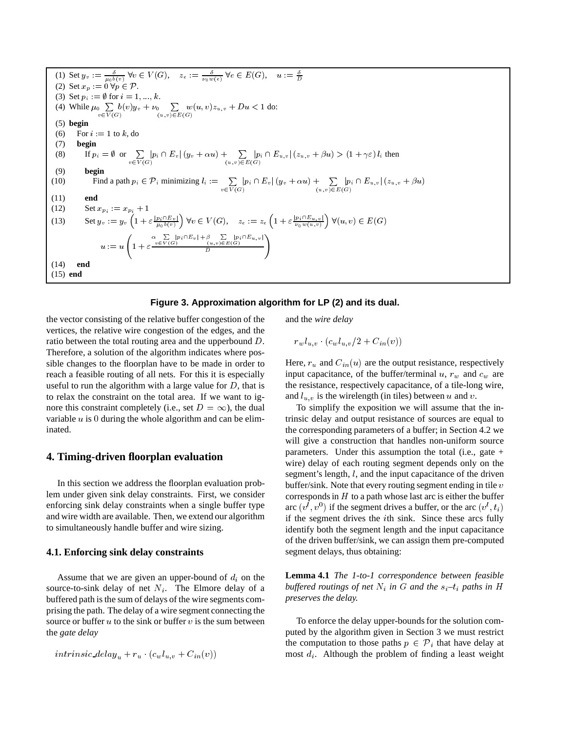(1) Set $y_v := \frac{\delta}{\mu_0 b(v)}\ \forall v \in V(G), \quad z_e := \frac{\delta}{\nu_0 w(e)}\ \forall e \in E(G), \quad u := \frac{\delta}{D}$
(2) Set $x_p := 0\ \forall p \in \mathcal{P}$.
(3) Set $p_i := \emptyset$ for $i = 1, ..., k$.
(4) While $\mu_0 \sum_{v \in V(G)} b(v) y_v + \nu_0 \sum_{(u,v)\in E(G)} w(u,v) z_{u,v} + Du < 1$ do:
(5) **begin**
(6) For $i := 1$ to $k$, do
(7) **begin**
(8) If $p_i = \emptyset$ or $\sum_{v \in V(G)} |p_i \cap E_v| (y_v + \alpha u) + \sum_{(u,v)\in E(G)} |p_i \cap E_{u,v}| (z_{u,v} + \beta u) > (1 + \gamma\varepsilon)\, l_i$ then
(9) **begin**
(10) Find a path $p_i \in \mathcal{P}_i$ minimizing $l_i := \sum_{v \in V(G)} |p_i \cap E_v| (y_v + \alpha u) + \sum_{(u,v)\in E(G)} |p_i \cap E_{u,v}| (z_{u,v} + \beta u)$
(11) **end**
(12) Set $x_{p_i} := x_{p_i} + 1$
(13) Set $y_v := y_v \left(1 + \varepsilon \frac{|p_i \cap E_v|}{\mu_0 b(v)}\right) \forall v \in V(G), \quad z_e := z_e \left(1 + \varepsilon \frac{|p_i \cap E_{u,v}|}{\nu_0 w(u,v)}\right) \forall (u,v) \in E(G)$

$$u := u \left(1 + \varepsilon \frac{\alpha \sum_{v \in V(G)} |p_i \cap E_v| + \beta \sum_{(u,v)\in E(G)} |p_i \cap E_{u,v}|}{D}\right)$$

(14) **end**
(15) **end**

**Figure 3. Approximation algorithm for LP (2) and its dual.**

the vector consisting of the relative buffer congestion of the vertices, the relative wire congestion of the edges, and the ratio between the total routing area and the upperbound $D$. Therefore, a solution of the algorithm indicates where possible changes to the floorplan have to be made in order to reach a feasible routing of all nets. For this it is especially useful to run the algorithm with a large value for $D$, that is to relax the constraint on the total area. If we want to ignore this constraint completely (i.e., set $D = \infty$), the dual variable $u$ is 0 during the whole algorithm and can be eliminated.

## 4. Timing-driven floorplan evaluation

In this section we address the floorplan evaluation problem under given sink delay constraints. First, we consider enforcing sink delay constraints when a single buffer type and wire width are available. Then, we extend our algorithm to simultaneously handle buffer and wire sizing.

### 4.1. Enforcing sink delay constraints

Assume that we are given an upper-bound of $d_i$ on the source-to-sink delay of net $N_i$. The Elmore delay of a buffered path is the sum of delays of the wire segments comprising the path. The delay of a wire segment connecting the source or buffer $u$ to the sink or buffer $v$ is the sum between the *gate delay*

$$intrinsic\_delay_u + r_u \cdot (c_w l_{u,v} + C_{in}(v))$$

and the *wire delay*

$$r_w l_{u,v} \cdot (c_w l_{u,v}/2 + C_{in}(v))$$

Here, $r_u$ and $C_{in}(u)$ are the output resistance, respectively input capacitance, of the buffer/terminal $u$, $r_w$ and $c_w$ are the resistance, respectively capacitance, of a tile-long wire, and $l_{u,v}$ is the wirelength (in tiles) between $u$ and $v$.

To simplify the exposition we will assume that the intrinsic delay and output resistance of sources are equal to the corresponding parameters of a buffer; in Section 4.2 we will give a construction that handles non-uniform source parameters. Under this assumption the total (i.e., gate + wire) delay of each routing segment depends only on the segment's length, $l$, and the input capacitance of the driven buffer/sink. Note that every routing segment ending in tile $v$ corresponds in $H$ to a path whose last arc is either the buffer arc $(v^I, v^0)$ if the segment drives a buffer, or the arc $(v^I, t_i)$ if the segment drives the $i$th sink. Since these arcs fully identify both the segment length and the input capacitance of the driven buffer/sink, we can assign them pre-computed segment delays, thus obtaining:

**Lemma 4.1** *The 1-to-1 correspondence between feasible buffered routings of net $N_i$ in $G$ and the $s_i$–$t_i$ paths in $H$ preserves the delay.*

To enforce the delay upper-bounds for the solution computed by the algorithm given in Section 3 we must restrict the computation to those paths $p \in \mathcal{P}_i$ that have delay at most $d_i$. Although the problem of finding a least weight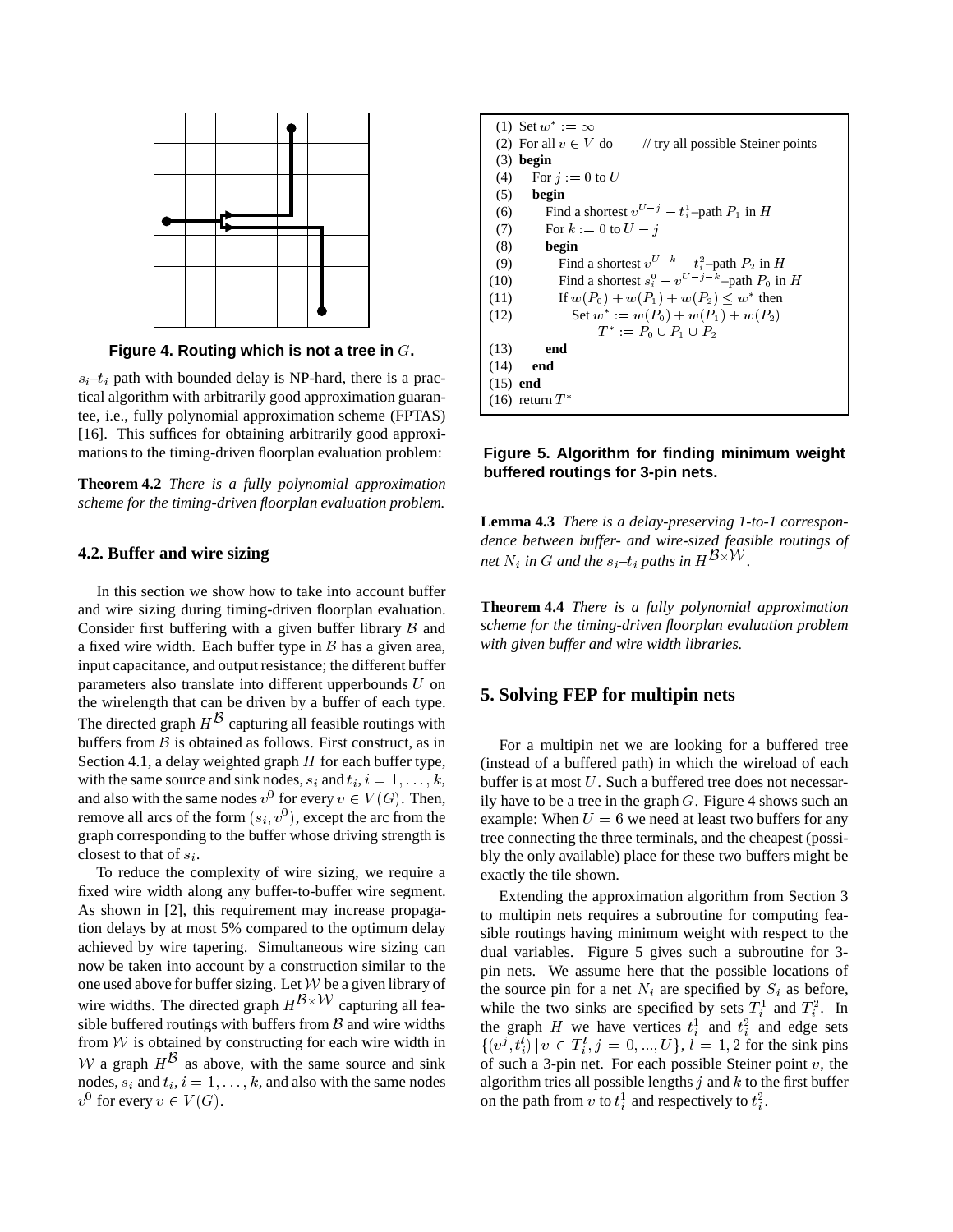**Figure 4. Routing which is not a tree in $G$.**

$s_i$–$t_i$ path with bounded delay is NP-hard, there is a practical algorithm with arbitrarily good approximation guarantee, i.e., fully polynomial approximation scheme (FPTAS) [16]. This suffices for obtaining arbitrarily good approximations to the timing-driven floorplan evaluation problem:

**Theorem 4.2** *There is a fully polynomial approximation scheme for the timing-driven floorplan evaluation problem.*

## 4.2. Buffer and wire sizing

In this section we show how to take into account buffer and wire sizing during timing-driven floorplan evaluation. Consider first buffering with a given buffer library $\mathcal{B}$ and a fixed wire width. Each buffer type in $\mathcal{B}$ has a given area, input capacitance, and output resistance; the different buffer parameters also translate into different upperbounds $U$ on the wirelength that can be driven by a buffer of each type. The directed graph $H^{\mathcal{B}}$ capturing all feasible routings with buffers from $\mathcal{B}$ is obtained as follows. First construct, as in Section 4.1, a delay weighted graph $H$ for each buffer type, with the same source and sink nodes, $s_i$ and $t_i$, $i = 1, \ldots, k$, and also with the same nodes $v^0$ for every $v \in V(G)$. Then, remove all arcs of the form $(s_i, v^0)$, except the arc from the graph corresponding to the buffer whose driving strength is closest to that of $s_i$.

To reduce the complexity of wire sizing, we require a fixed wire width along any buffer-to-buffer wire segment. As shown in [2], this requirement may increase propagation delays by at most 5% compared to the optimum delay achieved by wire tapering. Simultaneous wire sizing can now be taken into account by a construction similar to the one used above for buffer sizing. Let $\mathcal{W}$ be a given library of wire widths. The directed graph $H^{\mathcal{B}\times\mathcal{W}}$ capturing all feasible buffered routings with buffers from $\mathcal{B}$ and wire widths from $\mathcal{W}$ is obtained by constructing for each wire width in $\mathcal{W}$ a graph $H^{\mathcal{B}}$ as above, with the same source and sink nodes, $s_i$ and $t_i$, $i = 1, \ldots, k$, and also with the same nodes $v^0$ for every $v \in V(G)$.

```
(1)  Set w* := ∞
(2)  For all v ∈ V do        // try all possible Steiner points
(3)  begin
(4)     For j := 0 to U
(5)     begin
(6)        Find a shortest v^{U−j} − t_i^1–path P_1 in H
(7)        For k := 0 to U − j
(8)        begin
(9)           Find a shortest v^{U−k} − t_i^2–path P_2 in H
(10)          Find a shortest s_i^0 − v^{U−j−k}–path P_0 in H
(11)          If w(P_0) + w(P_1) + w(P_2) ≤ w* then
(12)             Set w* := w(P_0) + w(P_1) + w(P_2)
                    T* := P_0 ∪ P_1 ∪ P_2
(13)       end
(14)    end
(15) end
(16) return T*
```

**Figure 5. Algorithm for finding minimum weight buffered routings for 3-pin nets.**

**Lemma 4.3** *There is a delay-preserving 1-to-1 correspondence between buffer- and wire-sized feasible routings of net $N_i$ in $G$ and the $s_i$–$t_i$ paths in $H^{\mathcal{B}\times\mathcal{W}}$.*

**Theorem 4.4** *There is a fully polynomial approximation scheme for the timing-driven floorplan evaluation problem with given buffer and wire width libraries.*

# 5. Solving FEP for multipin nets

For a multipin net we are looking for a buffered tree (instead of a buffered path) in which the wireload of each buffer is at most $U$. Such a buffered tree does not necessarily have to be a tree in the graph $G$. Figure 4 shows such an example: When $U = 6$ we need at least two buffers for any tree connecting the three terminals, and the cheapest (possibly the only available) place for these two buffers might be exactly the tile shown.

Extending the approximation algorithm from Section 3 to multipin nets requires a subroutine for computing feasible routings having minimum weight with respect to the dual variables. Figure 5 gives such a subroutine for 3-pin nets. We assume here that the possible locations of the source pin for a net $N_i$ are specified by $S_i$ as before, while the two sinks are specified by sets $T_i^1$ and $T_i^2$. In the graph $H$ we have vertices $t_i^1$ and $t_i^2$ and edge sets $\{(v^j, t_i^l) \,|\, v \in T_i^l, j = 0, ..., U\}$, $l = 1, 2$ for the sink pins of such a 3-pin net. For each possible Steiner point $v$, the algorithm tries all possible lengths $j$ and $k$ to the first buffer on the path from $v$ to $t_i^1$ and respectively to $t_i^2$.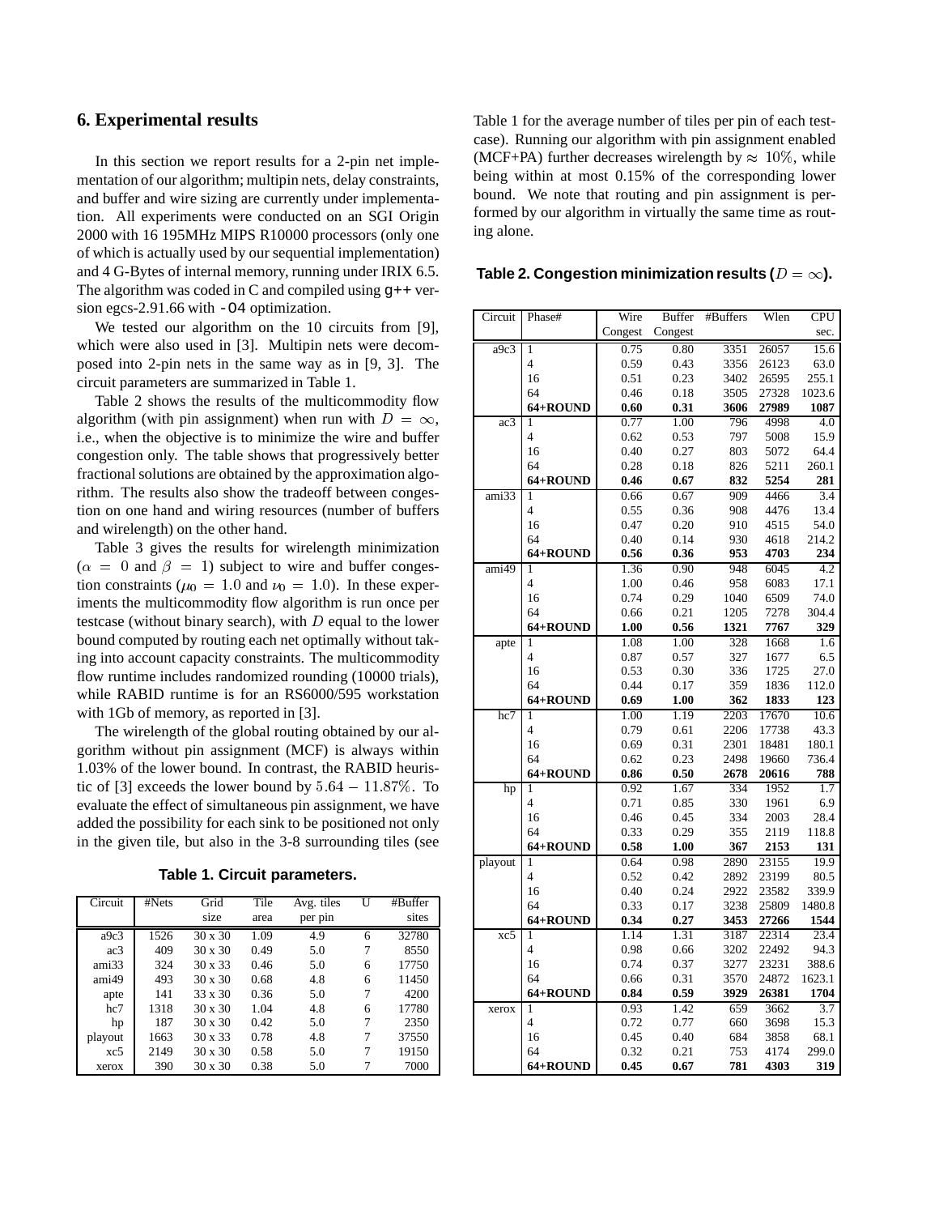## 6. Experimental results

In this section we report results for a 2-pin net implementation of our algorithm; multipin nets, delay constraints, and buffer and wire sizing are currently under implementation. All experiments were conducted on an SGI Origin 2000 with 16 195MHz MIPS R10000 processors (only one of which is actually used by our sequential implementation) and 4 G-Bytes of internal memory, running under IRIX 6.5. The algorithm was coded in C and compiled using `g++` version egcs-2.91.66 with `-O4` optimization.

We tested our algorithm on the 10 circuits from [9], which were also used in [3]. Multipin nets were decomposed into 2-pin nets in the same way as in [9, 3]. The circuit parameters are summarized in Table 1.

Table 2 shows the results of the multicommodity flow algorithm (with pin assignment) when run with $D = \infty$, i.e., when the objective is to minimize the wire and buffer congestion only. The table shows that progressively better fractional solutions are obtained by the approximation algorithm. The results also show the tradeoff between congestion on one hand and wiring resources (number of buffers and wirelength) on the other hand.

Table 3 gives the results for wirelength minimization ($\alpha = 0$ and $\beta = 1$) subject to wire and buffer congestion constraints ($\mu_0 = 1.0$ and $\nu_0 = 1.0$). In these experiments the multicommodity flow algorithm is run once per testcase (without binary search), with $D$ equal to the lower bound computed by routing each net optimally without taking into account capacity constraints. The multicommodity flow runtime includes randomized rounding (10000 trials), while RABID runtime is for an RS6000/595 workstation with 1Gb of memory, as reported in [3].

The wirelength of the global routing obtained by our algorithm without pin assignment (MCF) is always within 1.03% of the lower bound. In contrast, the RABID heuristic of [3] exceeds the lower bound by $5.64 - 11.87\%$. To evaluate the effect of simultaneous pin assignment, we have added the possibility for each sink to be positioned not only in the given tile, but also in the 3-8 surrounding tiles (see Table 1 for the average number of tiles per pin of each testcase). Running our algorithm with pin assignment enabled (MCF+PA) further decreases wirelength by $\approx 10\%$, while being within at most 0.15% of the corresponding lower bound. We note that routing and pin assignment is performed by our algorithm in virtually the same time as routing alone.

**Table 1. Circuit parameters.**

| Circuit | #Nets | Grid size | Tile area | Avg. tiles per pin | U | #Buffer sites |
|---|---|---|---|---|---|---|
| a9c3 | 1526 | 30 x 30 | 1.09 | 4.9 | 6 | 32780 |
| ac3 | 409 | 30 x 30 | 0.49 | 5.0 | 7 | 8550 |
| ami33 | 324 | 30 x 33 | 0.46 | 5.0 | 6 | 17750 |
| ami49 | 493 | 30 x 30 | 0.68 | 4.8 | 6 | 11450 |
| apte | 141 | 33 x 30 | 0.36 | 5.0 | 7 | 4200 |
| hc7 | 1318 | 30 x 30 | 1.04 | 4.8 | 6 | 17780 |
| hp | 187 | 30 x 30 | 0.42 | 5.0 | 7 | 2350 |
| playout | 1663 | 30 x 33 | 0.78 | 4.8 | 7 | 37550 |
| xc5 | 2149 | 30 x 30 | 0.58 | 5.0 | 7 | 19150 |
| xerox | 390 | 30 x 30 | 0.38 | 5.0 | 7 | 7000 |

**Table 2. Congestion minimization results ($D = \infty$).**

| Circuit | Phase# | Wire Congest | Buffer Congest | #Buffers | Wlen | CPU sec. |
|---|---|---|---|---|---|---|
| a9c3 | 1 | 0.75 | 0.80 | 3351 | 26057 | 15.6 |
| | 4 | 0.59 | 0.43 | 3356 | 26123 | 63.0 |
| | 16 | 0.51 | 0.23 | 3402 | 26595 | 255.1 |
| | 64 | 0.46 | 0.18 | 3505 | 27328 | 1023.6 |
| | **64+ROUND** | **0.60** | **0.31** | **3606** | **27989** | **1087** |
| ac3 | 1 | 0.77 | 1.00 | 796 | 4998 | 4.0 |
| | 4 | 0.62 | 0.53 | 797 | 5008 | 15.9 |
| | 16 | 0.40 | 0.27 | 803 | 5072 | 64.4 |
| | 64 | 0.28 | 0.18 | 826 | 5211 | 260.1 |
| | **64+ROUND** | **0.46** | **0.67** | **832** | **5254** | **281** |
| ami33 | 1 | 0.66 | 0.67 | 909 | 4466 | 3.4 |
| | 4 | 0.55 | 0.36 | 908 | 4476 | 13.4 |
| | 16 | 0.47 | 0.20 | 910 | 4515 | 54.0 |
| | 64 | 0.40 | 0.14 | 930 | 4618 | 214.2 |
| | **64+ROUND** | **0.56** | **0.36** | **953** | **4703** | **234** |
| ami49 | 1 | 1.36 | 0.90 | 948 | 6045 | 4.2 |
| | 4 | 1.00 | 0.46 | 958 | 6083 | 17.1 |
| | 16 | 0.74 | 0.29 | 1040 | 6509 | 74.0 |
| | 64 | 0.66 | 0.21 | 1205 | 7278 | 304.4 |
| | **64+ROUND** | **1.00** | **0.56** | **1321** | **7767** | **329** |
| apte | 1 | 1.08 | 1.00 | 328 | 1668 | 1.6 |
| | 4 | 0.87 | 0.57 | 327 | 1677 | 6.5 |
| | 16 | 0.53 | 0.30 | 336 | 1725 | 27.0 |
| | 64 | 0.44 | 0.17 | 359 | 1836 | 112.0 |
| | **64+ROUND** | **0.69** | **1.00** | **362** | **1833** | **123** |
| hc7 | 1 | 1.00 | 1.19 | 2203 | 17670 | 10.6 |
| | 4 | 0.79 | 0.61 | 2206 | 17738 | 43.3 |
| | 16 | 0.69 | 0.31 | 2301 | 18481 | 180.1 |
| | 64 | 0.62 | 0.23 | 2498 | 19660 | 736.4 |
| | **64+ROUND** | **0.86** | **0.50** | **2678** | **20616** | **788** |
| hp | 1 | 0.92 | 1.67 | 334 | 1952 | 1.7 |
| | 4 | 0.71 | 0.85 | 330 | 1961 | 6.9 |
| | 16 | 0.46 | 0.45 | 334 | 2003 | 28.4 |
| | 64 | 0.33 | 0.29 | 355 | 2119 | 118.8 |
| | **64+ROUND** | **0.58** | **1.00** | **367** | **2153** | **131** |
| playout | 1 | 0.64 | 0.98 | 2890 | 23155 | 19.9 |
| | 4 | 0.52 | 0.42 | 2892 | 23199 | 80.5 |
| | 16 | 0.40 | 0.24 | 2922 | 23582 | 339.9 |
| | 64 | 0.33 | 0.17 | 3238 | 25809 | 1480.8 |
| | **64+ROUND** | **0.34** | **0.27** | **3453** | **27266** | **1544** |
| xc5 | 1 | 1.14 | 1.31 | 3187 | 22314 | 23.4 |
| | 4 | 0.98 | 0.66 | 3202 | 22492 | 94.3 |
| | 16 | 0.74 | 0.37 | 3277 | 23231 | 388.6 |
| | 64 | 0.66 | 0.31 | 3570 | 24872 | 1623.1 |
| | **64+ROUND** | **0.84** | **0.59** | **3929** | **26381** | **1704** |
| xerox | 1 | 0.93 | 1.42 | 659 | 3662 | 3.7 |
| | 4 | 0.72 | 0.77 | 660 | 3698 | 15.3 |
| | 16 | 0.45 | 0.40 | 684 | 3858 | 68.1 |
| | 64 | 0.32 | 0.21 | 753 | 4174 | 299.0 |
| | **64+ROUND** | **0.45** | **0.67** | **781** | **4303** | **319** |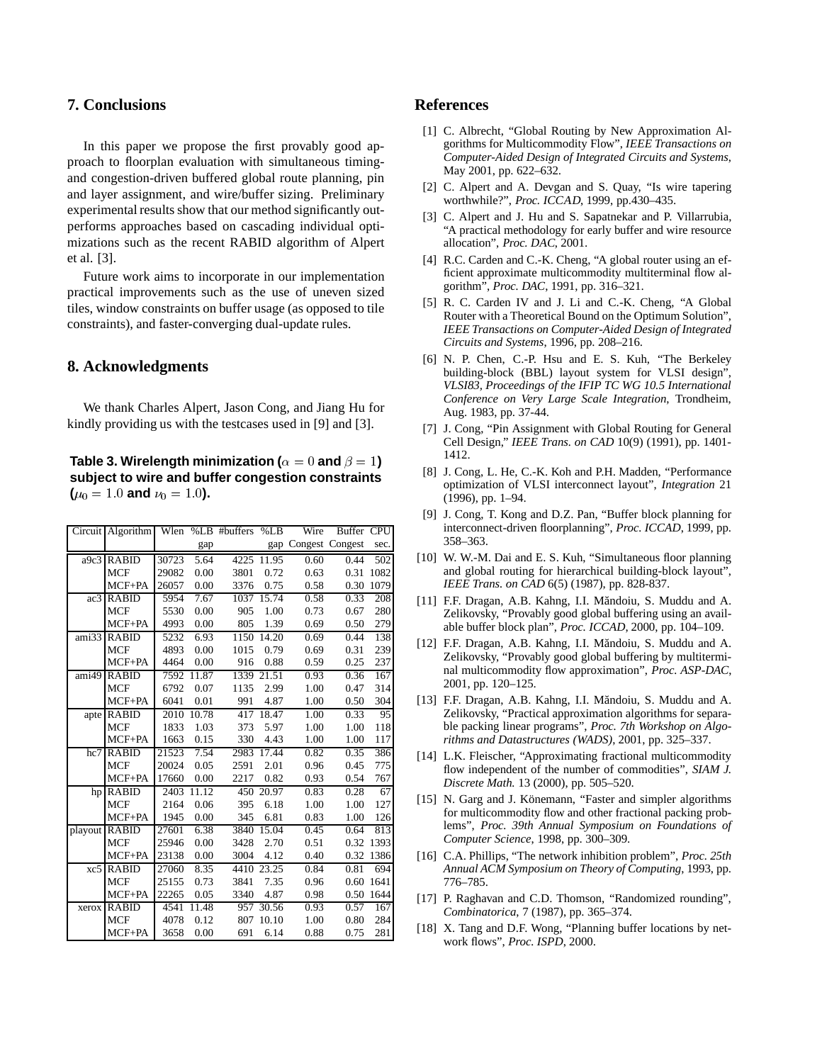## 7. Conclusions

In this paper we propose the first provably good approach to floorplan evaluation with simultaneous timing- and congestion-driven buffered global route planning, pin and layer assignment, and wire/buffer sizing. Preliminary experimental results show that our method significantly outperforms approaches based on cascading individual optimizations such as the recent RABID algorithm of Alpert et al. [3].

Future work aims to incorporate in our implementation practical improvements such as the use of uneven sized tiles, window constraints on buffer usage (as opposed to tile constraints), and faster-converging dual-update rules.

## 8. Acknowledgments

We thank Charles Alpert, Jason Cong, and Jiang Hu for kindly providing us with the testcases used in [9] and [3].

**Table 3. Wirelength minimization ($\alpha = 0$ and $\beta = 1$) subject to wire and buffer congestion constraints ($\mu_0 = 1.0$ and $\nu_0 = 1.0$).**

| Circuit | Algorithm | Wlen | %LB gap | #buffers | %LB gap | Wire Congest | Buffer Congest | CPU sec. |
|---|---|---|---|---|---|---|---|---|
| a9c3 | RABID | 30723 | 5.64 | 4225 | 11.95 | 0.60 | 0.44 | 502 |
| | MCF | 29082 | 0.00 | 3801 | 0.72 | 0.63 | 0.31 | 1082 |
| | MCF+PA | 26057 | 0.00 | 3376 | 0.75 | 0.58 | 0.30 | 1079 |
| ac3 | RABID | 5954 | 7.67 | 1037 | 15.74 | 0.58 | 0.33 | 208 |
| | MCF | 5530 | 0.00 | 905 | 1.00 | 0.73 | 0.67 | 280 |
| | MCF+PA | 4993 | 0.00 | 805 | 1.39 | 0.69 | 0.50 | 279 |
| ami33 | RABID | 5232 | 6.93 | 1150 | 14.20 | 0.69 | 0.44 | 138 |
| | MCF | 4893 | 0.00 | 1015 | 0.79 | 0.69 | 0.31 | 239 |
| | MCF+PA | 4464 | 0.00 | 916 | 0.88 | 0.59 | 0.25 | 237 |
| ami49 | RABID | 7592 | 11.87 | 1339 | 21.51 | 0.93 | 0.36 | 167 |
| | MCF | 6792 | 0.07 | 1135 | 2.99 | 1.00 | 0.47 | 314 |
| | MCF+PA | 6041 | 0.01 | 991 | 4.87 | 1.00 | 0.50 | 304 |
| apte | RABID | 2010 | 10.78 | 417 | 18.47 | 1.00 | 0.33 | 95 |
| | MCF | 1833 | 1.03 | 373 | 5.97 | 1.00 | 1.00 | 118 |
| | MCF+PA | 1663 | 0.15 | 330 | 4.43 | 1.00 | 1.00 | 117 |
| hc7 | RABID | 21523 | 7.54 | 2983 | 17.44 | 0.82 | 0.35 | 386 |
| | MCF | 20024 | 0.05 | 2591 | 2.01 | 0.96 | 0.45 | 775 |
| | MCF+PA | 17660 | 0.00 | 2217 | 0.82 | 0.93 | 0.54 | 767 |
| hp | RABID | 2403 | 11.12 | 450 | 20.97 | 0.83 | 0.28 | 67 |
| | MCF | 2164 | 0.06 | 395 | 6.18 | 1.00 | 1.00 | 127 |
| | MCF+PA | 1945 | 0.00 | 345 | 6.81 | 0.83 | 1.00 | 126 |
| playout | RABID | 27601 | 6.38 | 3840 | 15.04 | 0.45 | 0.64 | 813 |
| | MCF | 25946 | 0.00 | 3428 | 2.70 | 0.51 | 0.32 | 1393 |
| | MCF+PA | 23138 | 0.00 | 3004 | 4.12 | 0.40 | 0.32 | 1386 |
| xc5 | RABID | 27060 | 8.35 | 4410 | 23.25 | 0.84 | 0.81 | 694 |
| | MCF | 25155 | 0.73 | 3841 | 7.35 | 0.96 | 0.60 | 1641 |
| | MCF+PA | 22265 | 0.05 | 3340 | 4.87 | 0.98 | 0.50 | 1644 |
| xerox | RABID | 4541 | 11.48 | 957 | 30.56 | 0.93 | 0.57 | 167 |
| | MCF | 4078 | 0.12 | 807 | 10.10 | 1.00 | 0.80 | 284 |
| | MCF+PA | 3658 | 0.00 | 691 | 6.14 | 0.88 | 0.75 | 281 |

## References

[1] C. Albrecht, "Global Routing by New Approximation Algorithms for Multicommodity Flow", *IEEE Transactions on Computer-Aided Design of Integrated Circuits and Systems*, May 2001, pp. 622–632.

[2] C. Alpert and A. Devgan and S. Quay, "Is wire tapering worthwhile?", *Proc. ICCAD*, 1999, pp.430–435.

[3] C. Alpert and J. Hu and S. Sapatnekar and P. Villarrubia, "A practical methodology for early buffer and wire resource allocation", *Proc. DAC*, 2001.

[4] R.C. Carden and C.-K. Cheng, "A global router using an efficient approximate multicommodity multiterminal flow algorithm", *Proc. DAC*, 1991, pp. 316–321.

[5] R. C. Carden IV and J. Li and C.-K. Cheng, "A Global Router with a Theoretical Bound on the Optimum Solution", *IEEE Transactions on Computer-Aided Design of Integrated Circuits and Systems*, 1996, pp. 208–216.

[6] N. P. Chen, C.-P. Hsu and E. S. Kuh, "The Berkeley building-block (BBL) layout system for VLSI design", *VLSI83, Proceedings of the IFIP TC WG 10.5 International Conference on Very Large Scale Integration*, Trondheim, Aug. 1983, pp. 37-44.

[7] J. Cong, "Pin Assignment with Global Routing for General Cell Design," *IEEE Trans. on CAD* 10(9) (1991), pp. 1401-1412.

[8] J. Cong, L. He, C.-K. Koh and P.H. Madden, "Performance optimization of VLSI interconnect layout", *Integration* 21 (1996), pp. 1–94.

[9] J. Cong, T. Kong and D.Z. Pan, "Buffer block planning for interconnect-driven floorplanning", *Proc. ICCAD*, 1999, pp. 358–363.

[10] W. W.-M. Dai and E. S. Kuh, "Simultaneous floor planning and global routing for hierarchical building-block layout", *IEEE Trans. on CAD* 6(5) (1987), pp. 828-837.

[11] F.F. Dragan, A.B. Kahng, I.I. Măndoiu, S. Muddu and A. Zelikovsky, "Provably good global buffering using an available buffer block plan", *Proc. ICCAD*, 2000, pp. 104–109.

[12] F.F. Dragan, A.B. Kahng, I.I. Măndoiu, S. Muddu and A. Zelikovsky, "Provably good global buffering by multiterminal multicommodity flow approximation", *Proc. ASP-DAC*, 2001, pp. 120–125.

[13] F.F. Dragan, A.B. Kahng, I.I. Măndoiu, S. Muddu and A. Zelikovsky, "Practical approximation algorithms for separable packing linear programs", *Proc. 7th Workshop on Algorithms and Datastructures (WADS)*, 2001, pp. 325–337.

[14] L.K. Fleischer, "Approximating fractional multicommodity flow independent of the number of commodities", *SIAM J. Discrete Math.* 13 (2000), pp. 505–520.

[15] N. Garg and J. Könemann, "Faster and simpler algorithms for multicommodity flow and other fractional packing problems", *Proc. 39th Annual Symposium on Foundations of Computer Science*, 1998, pp. 300–309.

[16] C.A. Phillips, "The network inhibition problem", *Proc. 25th Annual ACM Symposium on Theory of Computing*, 1993, pp. 776–785.

[17] P. Raghavan and C.D. Thomson, "Randomized rounding", *Combinatorica*, 7 (1987), pp. 365–374.

[18] X. Tang and D.F. Wong, "Planning buffer locations by network flows", *Proc. ISPD*, 2000.